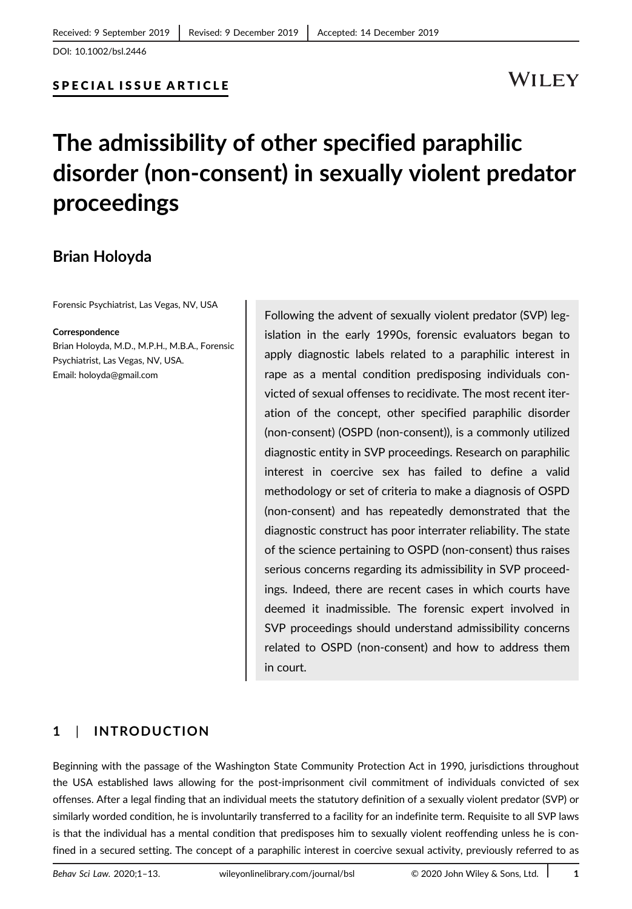Received: 9 September 2019 | Revised: 9 December 2019 | Accepted: 14 December 2019

DOI: 10.1002/bsl.2446

**SPECIAL ISSUE ARTICLE**

# The admissibility of other specified paraphilic disorder (non-consent) in sexually violent predator proceedings

**Brian Holoyda**

Forensic Psychiatrist, Las Vegas, NV, USA

**Correspondence**
Brian Holoyda, M.D., M.P.H., M.B.A., Forensic Psychiatrist, Las Vegas, NV, USA.
Email: holoyda@gmail.com

Following the advent of sexually violent predator (SVP) legislation in the early 1990s, forensic evaluators began to apply diagnostic labels related to a paraphilic interest in rape as a mental condition predisposing individuals convicted of sexual offenses to recidivate. The most recent iteration of the concept, other specified paraphilic disorder (non-consent) (OSPD (non-consent)), is a commonly utilized diagnostic entity in SVP proceedings. Research on paraphilic interest in coercive sex has failed to define a valid methodology or set of criteria to make a diagnosis of OSPD (non-consent) and has repeatedly demonstrated that the diagnostic construct has poor interrater reliability. The state of the science pertaining to OSPD (non-consent) thus raises serious concerns regarding its admissibility in SVP proceedings. Indeed, there are recent cases in which courts have deemed it inadmissible. The forensic expert involved in SVP proceedings should understand admissibility concerns related to OSPD (non-consent) and how to address them in court.

## 1 | INTRODUCTION

Beginning with the passage of the Washington State Community Protection Act in 1990, jurisdictions throughout the USA established laws allowing for the post-imprisonment civil commitment of individuals convicted of sex offenses. After a legal finding that an individual meets the statutory definition of a sexually violent predator (SVP) or similarly worded condition, he is involuntarily transferred to a facility for an indefinite term. Requisite to all SVP laws is that the individual has a mental condition that predisposes him to sexually violent reoffending unless he is confined in a secured setting. The concept of a paraphilic interest in coercive sexual activity, previously referred to as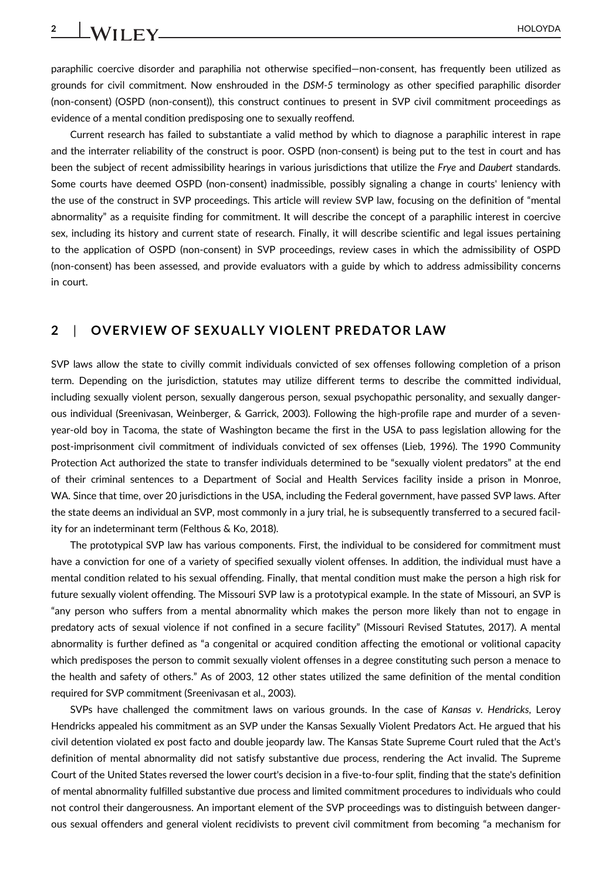paraphilic coercive disorder and paraphilia not otherwise specified—non-consent, has frequently been utilized as grounds for civil commitment. Now enshrouded in the *DSM-5* terminology as other specified paraphilic disorder (non-consent) (OSPD (non-consent)), this construct continues to present in SVP civil commitment proceedings as evidence of a mental condition predisposing one to sexually reoffend.

Current research has failed to substantiate a valid method by which to diagnose a paraphilic interest in rape and the interrater reliability of the construct is poor. OSPD (non-consent) is being put to the test in court and has been the subject of recent admissibility hearings in various jurisdictions that utilize the *Frye* and *Daubert* standards. Some courts have deemed OSPD (non-consent) inadmissible, possibly signaling a change in courts' leniency with the use of the construct in SVP proceedings. This article will review SVP law, focusing on the definition of "mental abnormality" as a requisite finding for commitment. It will describe the concept of a paraphilic interest in coercive sex, including its history and current state of research. Finally, it will describe scientific and legal issues pertaining to the application of OSPD (non-consent) in SVP proceedings, review cases in which the admissibility of OSPD (non-consent) has been assessed, and provide evaluators with a guide by which to address admissibility concerns in court.

## 2 | OVERVIEW OF SEXUALLY VIOLENT PREDATOR LAW

SVP laws allow the state to civilly commit individuals convicted of sex offenses following completion of a prison term. Depending on the jurisdiction, statutes may utilize different terms to describe the committed individual, including sexually violent person, sexually dangerous person, sexual psychopathic personality, and sexually dangerous individual (Sreenivasan, Weinberger, & Garrick, 2003). Following the high-profile rape and murder of a seven-year-old boy in Tacoma, the state of Washington became the first in the USA to pass legislation allowing for the post-imprisonment civil commitment of individuals convicted of sex offenses (Lieb, 1996). The 1990 Community Protection Act authorized the state to transfer individuals determined to be "sexually violent predators" at the end of their criminal sentences to a Department of Social and Health Services facility inside a prison in Monroe, WA. Since that time, over 20 jurisdictions in the USA, including the Federal government, have passed SVP laws. After the state deems an individual an SVP, most commonly in a jury trial, he is subsequently transferred to a secured facility for an indeterminant term (Felthous & Ko, 2018).

The prototypical SVP law has various components. First, the individual to be considered for commitment must have a conviction for one of a variety of specified sexually violent offenses. In addition, the individual must have a mental condition related to his sexual offending. Finally, that mental condition must make the person a high risk for future sexually violent offending. The Missouri SVP law is a prototypical example. In the state of Missouri, an SVP is "any person who suffers from a mental abnormality which makes the person more likely than not to engage in predatory acts of sexual violence if not confined in a secure facility" (Missouri Revised Statutes, 2017). A mental abnormality is further defined as "a congenital or acquired condition affecting the emotional or volitional capacity which predisposes the person to commit sexually violent offenses in a degree constituting such person a menace to the health and safety of others." As of 2003, 12 other states utilized the same definition of the mental condition required for SVP commitment (Sreenivasan et al., 2003).

SVPs have challenged the commitment laws on various grounds. In the case of *Kansas v. Hendricks*, Leroy Hendricks appealed his commitment as an SVP under the Kansas Sexually Violent Predators Act. He argued that his civil detention violated ex post facto and double jeopardy law. The Kansas State Supreme Court ruled that the Act's definition of mental abnormality did not satisfy substantive due process, rendering the Act invalid. The Supreme Court of the United States reversed the lower court's decision in a five-to-four split, finding that the state's definition of mental abnormality fulfilled substantive due process and limited commitment procedures to individuals who could not control their dangerousness. An important element of the SVP proceedings was to distinguish between dangerous sexual offenders and general violent recidivists to prevent civil commitment from becoming "a mechanism for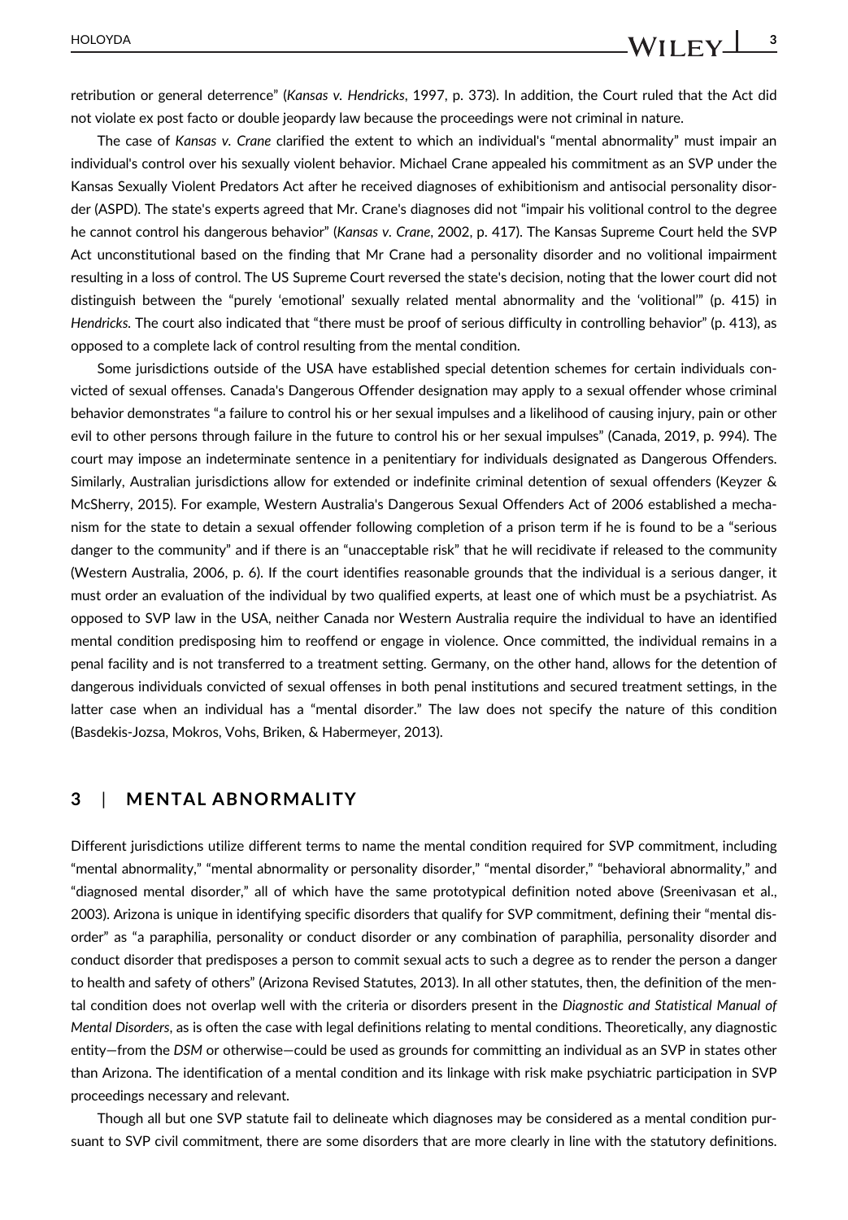retribution or general deterrence" (*Kansas v. Hendricks*, 1997, p. 373). In addition, the Court ruled that the Act did not violate ex post facto or double jeopardy law because the proceedings were not criminal in nature.

The case of *Kansas v. Crane* clarified the extent to which an individual's "mental abnormality" must impair an individual's control over his sexually violent behavior. Michael Crane appealed his commitment as an SVP under the Kansas Sexually Violent Predators Act after he received diagnoses of exhibitionism and antisocial personality disorder (ASPD). The state's experts agreed that Mr. Crane's diagnoses did not "impair his volitional control to the degree he cannot control his dangerous behavior" (*Kansas v. Crane*, 2002, p. 417). The Kansas Supreme Court held the SVP Act unconstitutional based on the finding that Mr Crane had a personality disorder and no volitional impairment resulting in a loss of control. The US Supreme Court reversed the state's decision, noting that the lower court did not distinguish between the "purely 'emotional' sexually related mental abnormality and the 'volitional'" (p. 415) in *Hendricks*. The court also indicated that "there must be proof of serious difficulty in controlling behavior" (p. 413), as opposed to a complete lack of control resulting from the mental condition.

Some jurisdictions outside of the USA have established special detention schemes for certain individuals convicted of sexual offenses. Canada's Dangerous Offender designation may apply to a sexual offender whose criminal behavior demonstrates "a failure to control his or her sexual impulses and a likelihood of causing injury, pain or other evil to other persons through failure in the future to control his or her sexual impulses" (Canada, 2019, p. 994). The court may impose an indeterminate sentence in a penitentiary for individuals designated as Dangerous Offenders. Similarly, Australian jurisdictions allow for extended or indefinite criminal detention of sexual offenders (Keyzer & McSherry, 2015). For example, Western Australia's Dangerous Sexual Offenders Act of 2006 established a mechanism for the state to detain a sexual offender following completion of a prison term if he is found to be a "serious danger to the community" and if there is an "unacceptable risk" that he will recidivate if released to the community (Western Australia, 2006, p. 6). If the court identifies reasonable grounds that the individual is a serious danger, it must order an evaluation of the individual by two qualified experts, at least one of which must be a psychiatrist. As opposed to SVP law in the USA, neither Canada nor Western Australia require the individual to have an identified mental condition predisposing him to reoffend or engage in violence. Once committed, the individual remains in a penal facility and is not transferred to a treatment setting. Germany, on the other hand, allows for the detention of dangerous individuals convicted of sexual offenses in both penal institutions and secured treatment settings, in the latter case when an individual has a "mental disorder." The law does not specify the nature of this condition (Basdekis-Jozsa, Mokros, Vohs, Briken, & Habermeyer, 2013).

## 3 | MENTAL ABNORMALITY

Different jurisdictions utilize different terms to name the mental condition required for SVP commitment, including "mental abnormality," "mental abnormality or personality disorder," "mental disorder," "behavioral abnormality," and "diagnosed mental disorder," all of which have the same prototypical definition noted above (Sreenivasan et al., 2003). Arizona is unique in identifying specific disorders that qualify for SVP commitment, defining their "mental disorder" as "a paraphilia, personality or conduct disorder or any combination of paraphilia, personality disorder and conduct disorder that predisposes a person to commit sexual acts to such a degree as to render the person a danger to health and safety of others" (Arizona Revised Statutes, 2013). In all other statutes, then, the definition of the mental condition does not overlap well with the criteria or disorders present in the *Diagnostic and Statistical Manual of Mental Disorders*, as is often the case with legal definitions relating to mental conditions. Theoretically, any diagnostic entity—from the *DSM* or otherwise—could be used as grounds for committing an individual as an SVP in states other than Arizona. The identification of a mental condition and its linkage with risk make psychiatric participation in SVP proceedings necessary and relevant.

Though all but one SVP statute fail to delineate which diagnoses may be considered as a mental condition pursuant to SVP civil commitment, there are some disorders that are more clearly in line with the statutory definitions.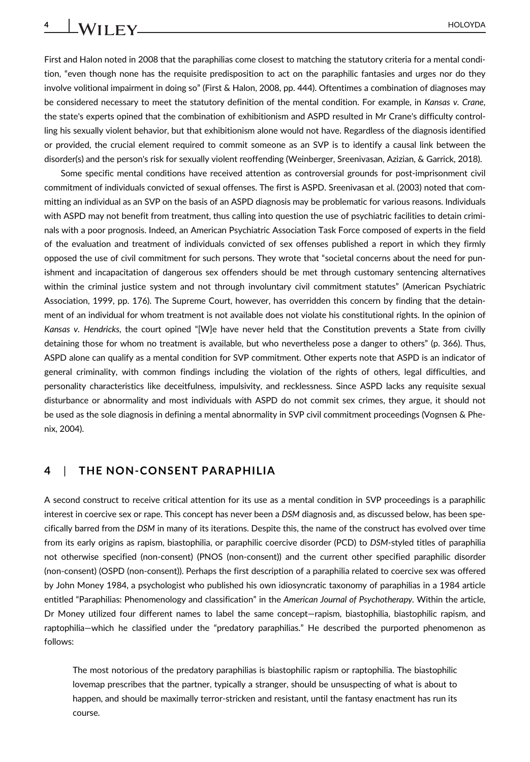First and Halon noted in 2008 that the paraphilias come closest to matching the statutory criteria for a mental condition, "even though none has the requisite predisposition to act on the paraphilic fantasies and urges nor do they involve volitional impairment in doing so" (First & Halon, 2008, pp. 444). Oftentimes a combination of diagnoses may be considered necessary to meet the statutory definition of the mental condition. For example, in *Kansas v. Crane*, the state's experts opined that the combination of exhibitionism and ASPD resulted in Mr Crane's difficulty controlling his sexually violent behavior, but that exhibitionism alone would not have. Regardless of the diagnosis identified or provided, the crucial element required to commit someone as an SVP is to identify a causal link between the disorder(s) and the person's risk for sexually violent reoffending (Weinberger, Sreenivasan, Azizian, & Garrick, 2018).

Some specific mental conditions have received attention as controversial grounds for post-imprisonment civil commitment of individuals convicted of sexual offenses. The first is ASPD. Sreenivasan et al. (2003) noted that committing an individual as an SVP on the basis of an ASPD diagnosis may be problematic for various reasons. Individuals with ASPD may not benefit from treatment, thus calling into question the use of psychiatric facilities to detain criminals with a poor prognosis. Indeed, an American Psychiatric Association Task Force composed of experts in the field of the evaluation and treatment of individuals convicted of sex offenses published a report in which they firmly opposed the use of civil commitment for such persons. They wrote that "societal concerns about the need for punishment and incapacitation of dangerous sex offenders should be met through customary sentencing alternatives within the criminal justice system and not through involuntary civil commitment statutes" (American Psychiatric Association, 1999, pp. 176). The Supreme Court, however, has overridden this concern by finding that the detainment of an individual for whom treatment is not available does not violate his constitutional rights. In the opinion of *Kansas v. Hendricks*, the court opined "[W]e have never held that the Constitution prevents a State from civilly detaining those for whom no treatment is available, but who nevertheless pose a danger to others" (p. 366). Thus, ASPD alone can qualify as a mental condition for SVP commitment. Other experts note that ASPD is an indicator of general criminality, with common findings including the violation of the rights of others, legal difficulties, and personality characteristics like deceitfulness, impulsivity, and recklessness. Since ASPD lacks any requisite sexual disturbance or abnormality and most individuals with ASPD do not commit sex crimes, they argue, it should not be used as the sole diagnosis in defining a mental abnormality in SVP civil commitment proceedings (Vognsen & Phenix, 2004).

## 4 | THE NON-CONSENT PARAPHILIA

A second construct to receive critical attention for its use as a mental condition in SVP proceedings is a paraphilic interest in coercive sex or rape. This concept has never been a *DSM* diagnosis and, as discussed below, has been specifically barred from the *DSM* in many of its iterations. Despite this, the name of the construct has evolved over time from its early origins as rapism, biastophilia, or paraphilic coercive disorder (PCD) to *DSM*-styled titles of paraphilia not otherwise specified (non-consent) (PNOS (non-consent)) and the current other specified paraphilic disorder (non-consent) (OSPD (non-consent)). Perhaps the first description of a paraphilia related to coercive sex was offered by John Money 1984, a psychologist who published his own idiosyncratic taxonomy of paraphilias in a 1984 article entitled "Paraphilias: Phenomenology and classification" in the *American Journal of Psychotherapy*. Within the article, Dr Money utilized four different names to label the same concept—rapism, biastophilia, biastophilic rapism, and raptophilia—which he classified under the "predatory paraphilias." He described the purported phenomenon as follows:

> The most notorious of the predatory paraphilias is biastophilic rapism or raptophilia. The biastophilic lovemap prescribes that the partner, typically a stranger, should be unsuspecting of what is about to happen, and should be maximally terror-stricken and resistant, until the fantasy enactment has run its course.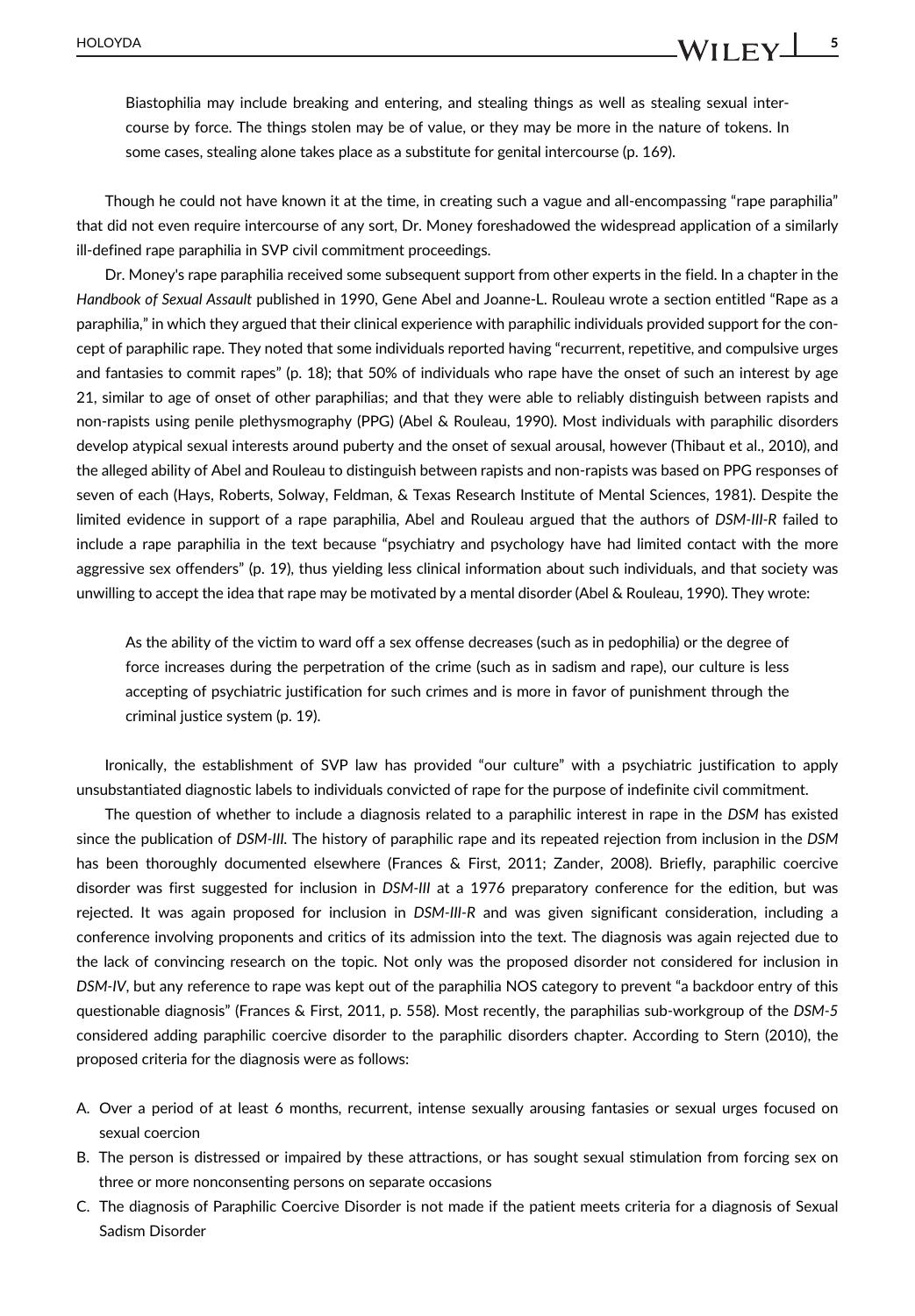> Biastophilia may include breaking and entering, and stealing things as well as stealing sexual intercourse by force. The things stolen may be of value, or they may be more in the nature of tokens. In some cases, stealing alone takes place as a substitute for genital intercourse (p. 169).

Though he could not have known it at the time, in creating such a vague and all-encompassing "rape paraphilia" that did not even require intercourse of any sort, Dr. Money foreshadowed the widespread application of a similarly ill-defined rape paraphilia in SVP civil commitment proceedings.

Dr. Money's rape paraphilia received some subsequent support from other experts in the field. In a chapter in the *Handbook of Sexual Assault* published in 1990, Gene Abel and Joanne-L. Rouleau wrote a section entitled "Rape as a paraphilia," in which they argued that their clinical experience with paraphilic individuals provided support for the concept of paraphilic rape. They noted that some individuals reported having "recurrent, repetitive, and compulsive urges and fantasies to commit rapes" (p. 18); that 50% of individuals who rape have the onset of such an interest by age 21, similar to age of onset of other paraphilias; and that they were able to reliably distinguish between rapists and non-rapists using penile plethysmography (PPG) (Abel & Rouleau, 1990). Most individuals with paraphilic disorders develop atypical sexual interests around puberty and the onset of sexual arousal, however (Thibaut et al., 2010), and the alleged ability of Abel and Rouleau to distinguish between rapists and non-rapists was based on PPG responses of seven of each (Hays, Roberts, Solway, Feldman, & Texas Research Institute of Mental Sciences, 1981). Despite the limited evidence in support of a rape paraphilia, Abel and Rouleau argued that the authors of *DSM-III-R* failed to include a rape paraphilia in the text because "psychiatry and psychology have had limited contact with the more aggressive sex offenders" (p. 19), thus yielding less clinical information about such individuals, and that society was unwilling to accept the idea that rape may be motivated by a mental disorder (Abel & Rouleau, 1990). They wrote:

> As the ability of the victim to ward off a sex offense decreases (such as in pedophilia) or the degree of force increases during the perpetration of the crime (such as in sadism and rape), our culture is less accepting of psychiatric justification for such crimes and is more in favor of punishment through the criminal justice system (p. 19).

Ironically, the establishment of SVP law has provided "our culture" with a psychiatric justification to apply unsubstantiated diagnostic labels to individuals convicted of rape for the purpose of indefinite civil commitment.

The question of whether to include a diagnosis related to a paraphilic interest in rape in the *DSM* has existed since the publication of *DSM-III*. The history of paraphilic rape and its repeated rejection from inclusion in the *DSM* has been thoroughly documented elsewhere (Frances & First, 2011; Zander, 2008). Briefly, paraphilic coercive disorder was first suggested for inclusion in *DSM-III* at a 1976 preparatory conference for the edition, but was rejected. It was again proposed for inclusion in *DSM-III-R* and was given significant consideration, including a conference involving proponents and critics of its admission into the text. The diagnosis was again rejected due to the lack of convincing research on the topic. Not only was the proposed disorder not considered for inclusion in *DSM-IV*, but any reference to rape was kept out of the paraphilia NOS category to prevent "a backdoor entry of this questionable diagnosis" (Frances & First, 2011, p. 558). Most recently, the paraphilias sub-workgroup of the *DSM-5* considered adding paraphilic coercive disorder to the paraphilic disorders chapter. According to Stern (2010), the proposed criteria for the diagnosis were as follows:

A. Over a period of at least 6 months, recurrent, intense sexually arousing fantasies or sexual urges focused on sexual coercion
B. The person is distressed or impaired by these attractions, or has sought sexual stimulation from forcing sex on three or more nonconsenting persons on separate occasions
C. The diagnosis of Paraphilic Coercive Disorder is not made if the patient meets criteria for a diagnosis of Sexual Sadism Disorder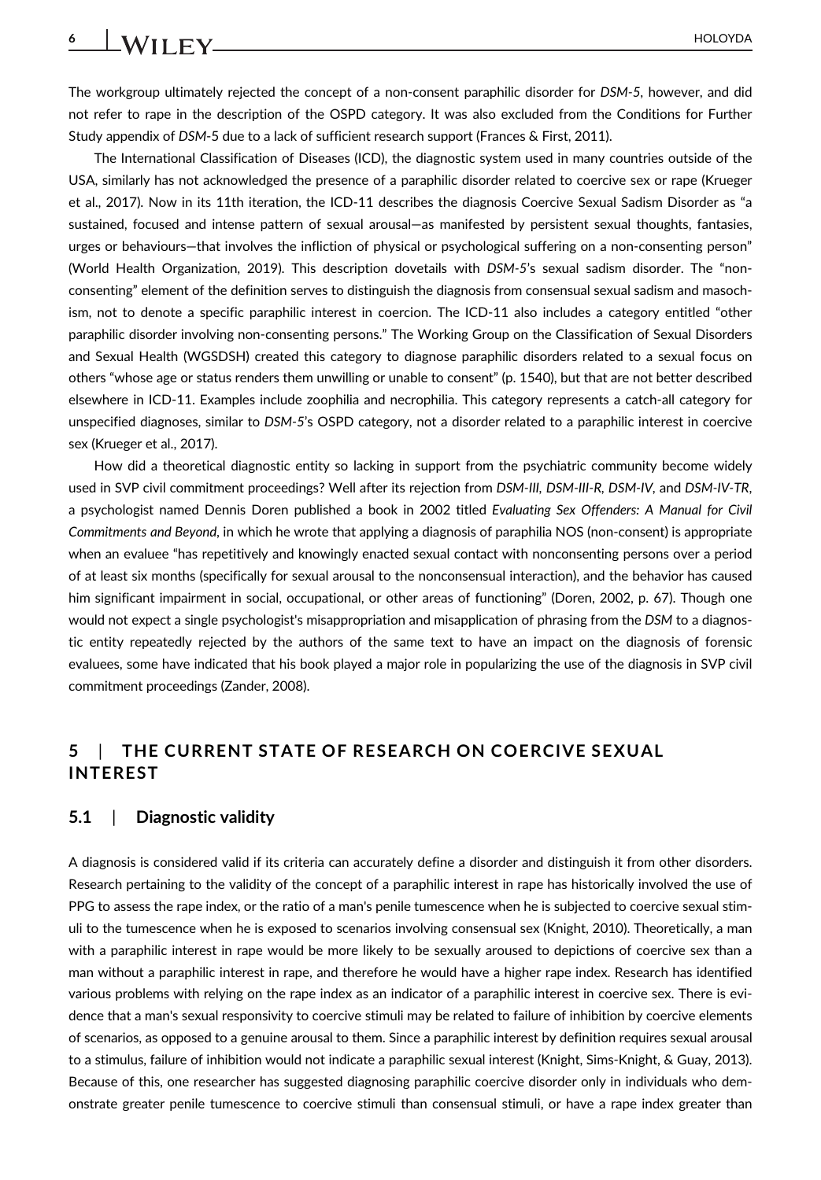The workgroup ultimately rejected the concept of a non-consent paraphilic disorder for *DSM-5*, however, and did not refer to rape in the description of the OSPD category. It was also excluded from the Conditions for Further Study appendix of *DSM-5* due to a lack of sufficient research support (Frances & First, 2011).

The International Classification of Diseases (ICD), the diagnostic system used in many countries outside of the USA, similarly has not acknowledged the presence of a paraphilic disorder related to coercive sex or rape (Krueger et al., 2017). Now in its 11th iteration, the ICD-11 describes the diagnosis Coercive Sexual Sadism Disorder as "a sustained, focused and intense pattern of sexual arousal—as manifested by persistent sexual thoughts, fantasies, urges or behaviours—that involves the infliction of physical or psychological suffering on a non-consenting person" (World Health Organization, 2019). This description dovetails with *DSM-5*'s sexual sadism disorder. The "non-consenting" element of the definition serves to distinguish the diagnosis from consensual sexual sadism and masochism, not to denote a specific paraphilic interest in coercion. The ICD-11 also includes a category entitled "other paraphilic disorder involving non-consenting persons." The Working Group on the Classification of Sexual Disorders and Sexual Health (WGSDSH) created this category to diagnose paraphilic disorders related to a sexual focus on others "whose age or status renders them unwilling or unable to consent" (p. 1540), but that are not better described elsewhere in ICD-11. Examples include zoophilia and necrophilia. This category represents a catch-all category for unspecified diagnoses, similar to *DSM-5*'s OSPD category, not a disorder related to a paraphilic interest in coercive sex (Krueger et al., 2017).

How did a theoretical diagnostic entity so lacking in support from the psychiatric community become widely used in SVP civil commitment proceedings? Well after its rejection from *DSM-III*, *DSM-III-R*, *DSM-IV*, and *DSM-IV-TR*, a psychologist named Dennis Doren published a book in 2002 titled *Evaluating Sex Offenders: A Manual for Civil Commitments and Beyond*, in which he wrote that applying a diagnosis of paraphilia NOS (non-consent) is appropriate when an evaluee "has repetitively and knowingly enacted sexual contact with nonconsenting persons over a period of at least six months (specifically for sexual arousal to the nonconsensual interaction), and the behavior has caused him significant impairment in social, occupational, or other areas of functioning" (Doren, 2002, p. 67). Though one would not expect a single psychologist's misappropriation and misapplication of phrasing from the *DSM* to a diagnostic entity repeatedly rejected by the authors of the same text to have an impact on the diagnosis of forensic evaluees, some have indicated that his book played a major role in popularizing the use of the diagnosis in SVP civil commitment proceedings (Zander, 2008).

## 5 | THE CURRENT STATE OF RESEARCH ON COERCIVE SEXUAL INTEREST

### 5.1 | Diagnostic validity

A diagnosis is considered valid if its criteria can accurately define a disorder and distinguish it from other disorders. Research pertaining to the validity of the concept of a paraphilic interest in rape has historically involved the use of PPG to assess the rape index, or the ratio of a man's penile tumescence when he is subjected to coercive sexual stimuli to the tumescence when he is exposed to scenarios involving consensual sex (Knight, 2010). Theoretically, a man with a paraphilic interest in rape would be more likely to be sexually aroused to depictions of coercive sex than a man without a paraphilic interest in rape, and therefore he would have a higher rape index. Research has identified various problems with relying on the rape index as an indicator of a paraphilic interest in coercive sex. There is evidence that a man's sexual responsivity to coercive stimuli may be related to failure of inhibition by coercive elements of scenarios, as opposed to a genuine arousal to them. Since a paraphilic interest by definition requires sexual arousal to a stimulus, failure of inhibition would not indicate a paraphilic sexual interest (Knight, Sims-Knight, & Guay, 2013). Because of this, one researcher has suggested diagnosing paraphilic coercive disorder only in individuals who demonstrate greater penile tumescence to coercive stimuli than consensual stimuli, or have a rape index greater than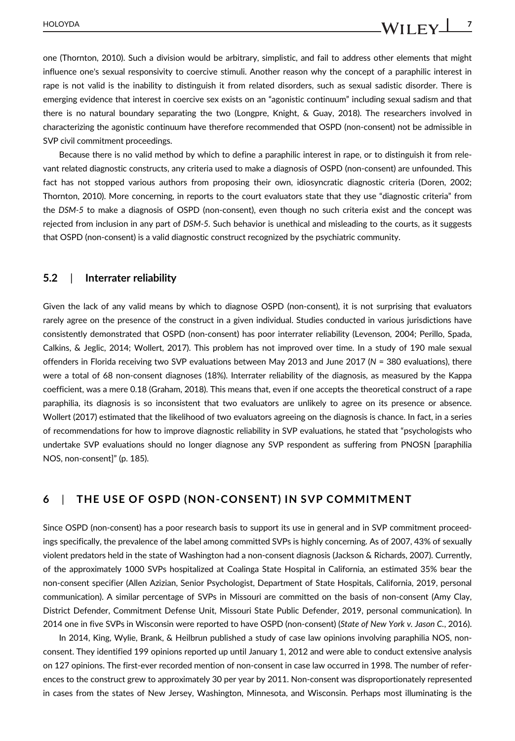one (Thornton, 2010). Such a division would be arbitrary, simplistic, and fail to address other elements that might influence one's sexual responsivity to coercive stimuli. Another reason why the concept of a paraphilic interest in rape is not valid is the inability to distinguish it from related disorders, such as sexual sadistic disorder. There is emerging evidence that interest in coercive sex exists on an "agonistic continuum" including sexual sadism and that there is no natural boundary separating the two (Longpre, Knight, & Guay, 2018). The researchers involved in characterizing the agonistic continuum have therefore recommended that OSPD (non-consent) not be admissible in SVP civil commitment proceedings.

Because there is no valid method by which to define a paraphilic interest in rape, or to distinguish it from relevant related diagnostic constructs, any criteria used to make a diagnosis of OSPD (non-consent) are unfounded. This fact has not stopped various authors from proposing their own, idiosyncratic diagnostic criteria (Doren, 2002; Thornton, 2010). More concerning, in reports to the court evaluators state that they use "diagnostic criteria" from the *DSM-5* to make a diagnosis of OSPD (non-consent), even though no such criteria exist and the concept was rejected from inclusion in any part of *DSM-5*. Such behavior is unethical and misleading to the courts, as it suggests that OSPD (non-consent) is a valid diagnostic construct recognized by the psychiatric community.

### 5.2 | Interrater reliability

Given the lack of any valid means by which to diagnose OSPD (non-consent), it is not surprising that evaluators rarely agree on the presence of the construct in a given individual. Studies conducted in various jurisdictions have consistently demonstrated that OSPD (non-consent) has poor interrater reliability (Levenson, 2004; Perillo, Spada, Calkins, & Jeglic, 2014; Wollert, 2017). This problem has not improved over time. In a study of 190 male sexual offenders in Florida receiving two SVP evaluations between May 2013 and June 2017 ($N$ = 380 evaluations), there were a total of 68 non-consent diagnoses (18%). Interrater reliability of the diagnosis, as measured by the Kappa coefficient, was a mere 0.18 (Graham, 2018). This means that, even if one accepts the theoretical construct of a rape paraphilia, its diagnosis is so inconsistent that two evaluators are unlikely to agree on its presence or absence. Wollert (2017) estimated that the likelihood of two evaluators agreeing on the diagnosis is chance. In fact, in a series of recommendations for how to improve diagnostic reliability in SVP evaluations, he stated that "psychologists who undertake SVP evaluations should no longer diagnose any SVP respondent as suffering from PNOSN [paraphilia NOS, non-consent]" (p. 185).

## 6 | THE USE OF OSPD (NON-CONSENT) IN SVP COMMITMENT

Since OSPD (non-consent) has a poor research basis to support its use in general and in SVP commitment proceedings specifically, the prevalence of the label among committed SVPs is highly concerning. As of 2007, 43% of sexually violent predators held in the state of Washington had a non-consent diagnosis (Jackson & Richards, 2007). Currently, of the approximately 1000 SVPs hospitalized at Coalinga State Hospital in California, an estimated 35% bear the non-consent specifier (Allen Azizian, Senior Psychologist, Department of State Hospitals, California, 2019, personal communication). A similar percentage of SVPs in Missouri are committed on the basis of non-consent (Amy Clay, District Defender, Commitment Defense Unit, Missouri State Public Defender, 2019, personal communication). In 2014 one in five SVPs in Wisconsin were reported to have OSPD (non-consent) (*State of New York v. Jason C.*, 2016).

In 2014, King, Wylie, Brank, & Heilbrun published a study of case law opinions involving paraphilia NOS, non-consent. They identified 199 opinions reported up until January 1, 2012 and were able to conduct extensive analysis on 127 opinions. The first-ever recorded mention of non-consent in case law occurred in 1998. The number of references to the construct grew to approximately 30 per year by 2011. Non-consent was disproportionately represented in cases from the states of New Jersey, Washington, Minnesota, and Wisconsin. Perhaps most illuminating is the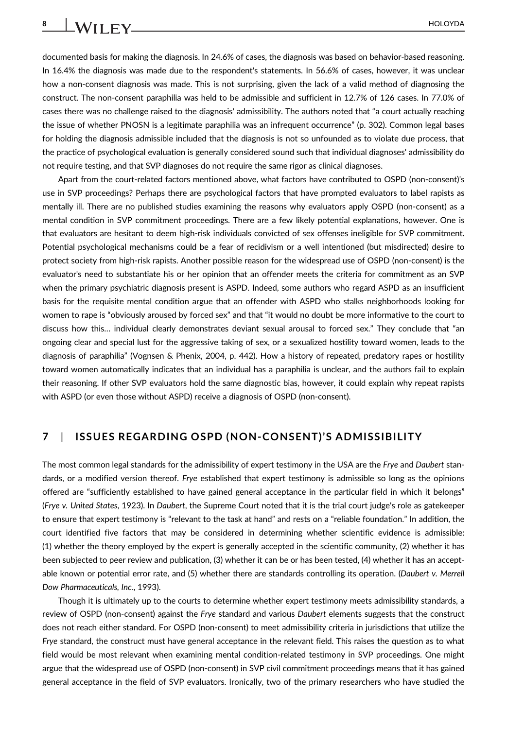documented basis for making the diagnosis. In 24.6% of cases, the diagnosis was based on behavior-based reasoning. In 16.4% the diagnosis was made due to the respondent's statements. In 56.6% of cases, however, it was unclear how a non-consent diagnosis was made. This is not surprising, given the lack of a valid method of diagnosing the construct. The non-consent paraphilia was held to be admissible and sufficient in 12.7% of 126 cases. In 77.0% of cases there was no challenge raised to the diagnosis' admissibility. The authors noted that "a court actually reaching the issue of whether PNOSN is a legitimate paraphilia was an infrequent occurrence" (p. 302). Common legal bases for holding the diagnosis admissible included that the diagnosis is not so unfounded as to violate due process, that the practice of psychological evaluation is generally considered sound such that individual diagnoses' admissibility do not require testing, and that SVP diagnoses do not require the same rigor as clinical diagnoses.

Apart from the court-related factors mentioned above, what factors have contributed to OSPD (non-consent)'s use in SVP proceedings? Perhaps there are psychological factors that have prompted evaluators to label rapists as mentally ill. There are no published studies examining the reasons why evaluators apply OSPD (non-consent) as a mental condition in SVP commitment proceedings. There are a few likely potential explanations, however. One is that evaluators are hesitant to deem high-risk individuals convicted of sex offenses ineligible for SVP commitment. Potential psychological mechanisms could be a fear of recidivism or a well intentioned (but misdirected) desire to protect society from high-risk rapists. Another possible reason for the widespread use of OSPD (non-consent) is the evaluator's need to substantiate his or her opinion that an offender meets the criteria for commitment as an SVP when the primary psychiatric diagnosis present is ASPD. Indeed, some authors who regard ASPD as an insufficient basis for the requisite mental condition argue that an offender with ASPD who stalks neighborhoods looking for women to rape is "obviously aroused by forced sex" and that "it would no doubt be more informative to the court to discuss how this… individual clearly demonstrates deviant sexual arousal to forced sex." They conclude that "an ongoing clear and special lust for the aggressive taking of sex, or a sexualized hostility toward women, leads to the diagnosis of paraphilia" (Vognsen & Phenix, 2004, p. 442). How a history of repeated, predatory rapes or hostility toward women automatically indicates that an individual has a paraphilia is unclear, and the authors fail to explain their reasoning. If other SVP evaluators hold the same diagnostic bias, however, it could explain why repeat rapists with ASPD (or even those without ASPD) receive a diagnosis of OSPD (non-consent).

## 7 | ISSUES REGARDING OSPD (NON-CONSENT)'S ADMISSIBILITY

The most common legal standards for the admissibility of expert testimony in the USA are the *Frye* and *Daubert* standards, or a modified version thereof. *Frye* established that expert testimony is admissible so long as the opinions offered are "sufficiently established to have gained general acceptance in the particular field in which it belongs" (*Frye v. United States*, 1923). In *Daubert*, the Supreme Court noted that it is the trial court judge's role as gatekeeper to ensure that expert testimony is "relevant to the task at hand" and rests on a "reliable foundation." In addition, the court identified five factors that may be considered in determining whether scientific evidence is admissible: (1) whether the theory employed by the expert is generally accepted in the scientific community, (2) whether it has been subjected to peer review and publication, (3) whether it can be or has been tested, (4) whether it has an acceptable known or potential error rate, and (5) whether there are standards controlling its operation. (*Daubert v. Merrell Dow Pharmaceuticals, Inc.*, 1993).

Though it is ultimately up to the courts to determine whether expert testimony meets admissibility standards, a review of OSPD (non-consent) against the *Frye* standard and various *Daubert* elements suggests that the construct does not reach either standard. For OSPD (non-consent) to meet admissibility criteria in jurisdictions that utilize the *Frye* standard, the construct must have general acceptance in the relevant field. This raises the question as to what field would be most relevant when examining mental condition-related testimony in SVP proceedings. One might argue that the widespread use of OSPD (non-consent) in SVP civil commitment proceedings means that it has gained general acceptance in the field of SVP evaluators. Ironically, two of the primary researchers who have studied the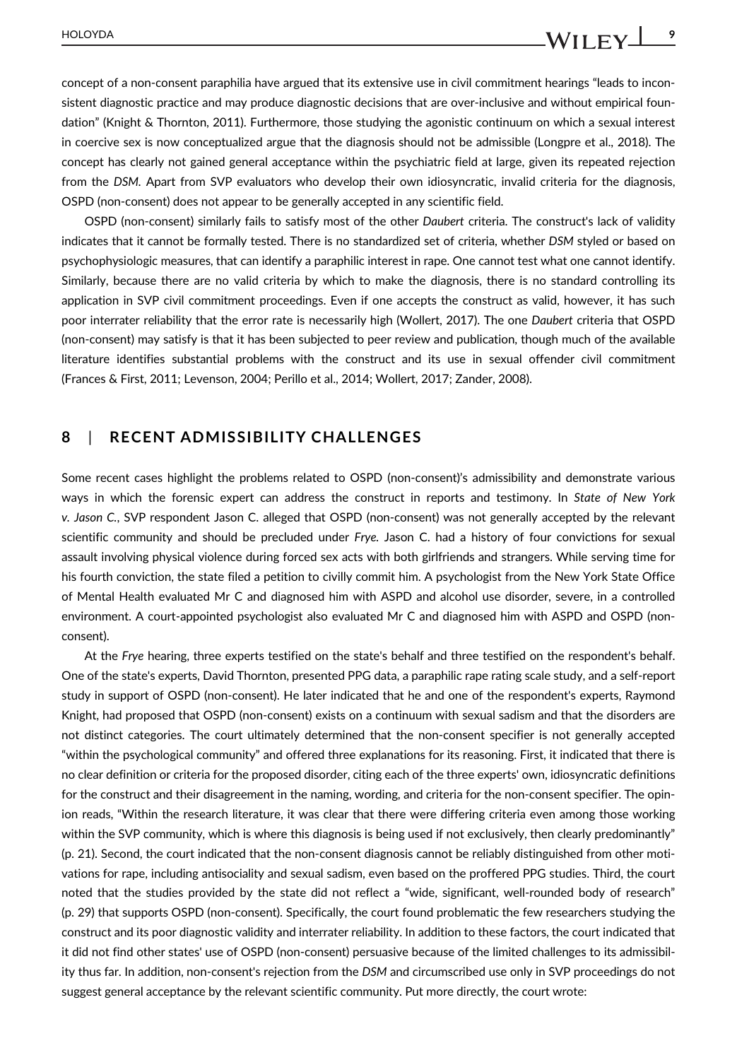concept of a non-consent paraphilia have argued that its extensive use in civil commitment hearings "leads to inconsistent diagnostic practice and may produce diagnostic decisions that are over-inclusive and without empirical foundation" (Knight & Thornton, 2011). Furthermore, those studying the agonistic continuum on which a sexual interest in coercive sex is now conceptualized argue that the diagnosis should not be admissible (Longpre et al., 2018). The concept has clearly not gained general acceptance within the psychiatric field at large, given its repeated rejection from the *DSM*. Apart from SVP evaluators who develop their own idiosyncratic, invalid criteria for the diagnosis, OSPD (non-consent) does not appear to be generally accepted in any scientific field.

OSPD (non-consent) similarly fails to satisfy most of the other *Daubert* criteria. The construct's lack of validity indicates that it cannot be formally tested. There is no standardized set of criteria, whether *DSM* styled or based on psychophysiologic measures, that can identify a paraphilic interest in rape. One cannot test what one cannot identify. Similarly, because there are no valid criteria by which to make the diagnosis, there is no standard controlling its application in SVP civil commitment proceedings. Even if one accepts the construct as valid, however, it has such poor interrater reliability that the error rate is necessarily high (Wollert, 2017). The one *Daubert* criteria that OSPD (non-consent) may satisfy is that it has been subjected to peer review and publication, though much of the available literature identifies substantial problems with the construct and its use in sexual offender civil commitment (Frances & First, 2011; Levenson, 2004; Perillo et al., 2014; Wollert, 2017; Zander, 2008).

## 8 | RECENT ADMISSIBILITY CHALLENGES

Some recent cases highlight the problems related to OSPD (non-consent)'s admissibility and demonstrate various ways in which the forensic expert can address the construct in reports and testimony. In *State of New York v. Jason C.*, SVP respondent Jason C. alleged that OSPD (non-consent) was not generally accepted by the relevant scientific community and should be precluded under *Frye*. Jason C. had a history of four convictions for sexual assault involving physical violence during forced sex acts with both girlfriends and strangers. While serving time for his fourth conviction, the state filed a petition to civilly commit him. A psychologist from the New York State Office of Mental Health evaluated Mr C and diagnosed him with ASPD and alcohol use disorder, severe, in a controlled environment. A court-appointed psychologist also evaluated Mr C and diagnosed him with ASPD and OSPD (non-consent).

At the *Frye* hearing, three experts testified on the state's behalf and three testified on the respondent's behalf. One of the state's experts, David Thornton, presented PPG data, a paraphilic rape rating scale study, and a self-report study in support of OSPD (non-consent). He later indicated that he and one of the respondent's experts, Raymond Knight, had proposed that OSPD (non-consent) exists on a continuum with sexual sadism and that the disorders are not distinct categories. The court ultimately determined that the non-consent specifier is not generally accepted "within the psychological community" and offered three explanations for its reasoning. First, it indicated that there is no clear definition or criteria for the proposed disorder, citing each of the three experts' own, idiosyncratic definitions for the construct and their disagreement in the naming, wording, and criteria for the non-consent specifier. The opinion reads, "Within the research literature, it was clear that there were differing criteria even among those working within the SVP community, which is where this diagnosis is being used if not exclusively, then clearly predominantly" (p. 21). Second, the court indicated that the non-consent diagnosis cannot be reliably distinguished from other motivations for rape, including antisociality and sexual sadism, even based on the proffered PPG studies. Third, the court noted that the studies provided by the state did not reflect a "wide, significant, well-rounded body of research" (p. 29) that supports OSPD (non-consent). Specifically, the court found problematic the few researchers studying the construct and its poor diagnostic validity and interrater reliability. In addition to these factors, the court indicated that it did not find other states' use of OSPD (non-consent) persuasive because of the limited challenges to its admissibility thus far. In addition, non-consent's rejection from the *DSM* and circumscribed use only in SVP proceedings do not suggest general acceptance by the relevant scientific community. Put more directly, the court wrote: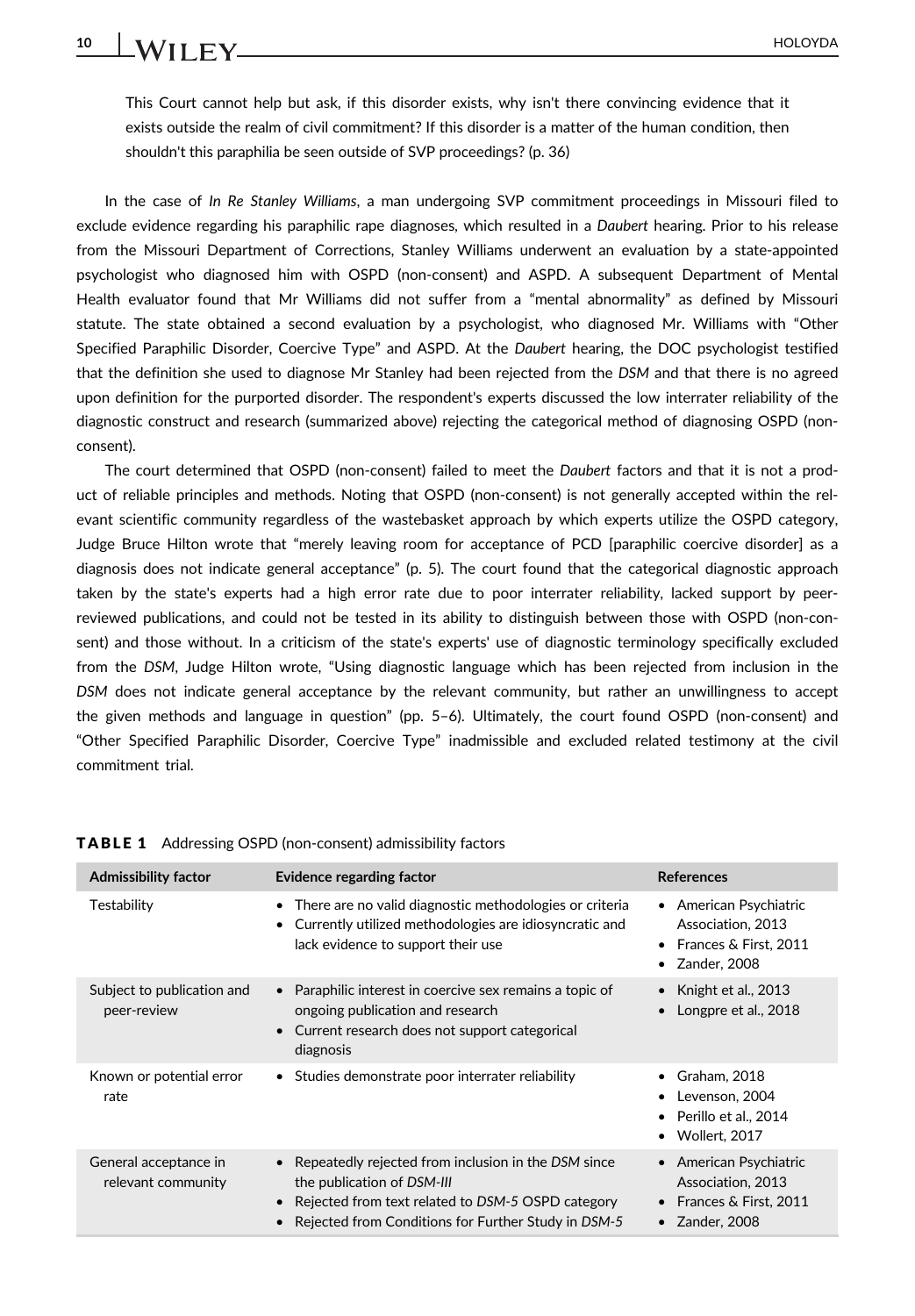> This Court cannot help but ask, if this disorder exists, why isn't there convincing evidence that it exists outside the realm of civil commitment? If this disorder is a matter of the human condition, then shouldn't this paraphilia be seen outside of SVP proceedings? (p. 36)

In the case of *In Re Stanley Williams*, a man undergoing SVP commitment proceedings in Missouri filed to exclude evidence regarding his paraphilic rape diagnoses, which resulted in a *Daubert* hearing. Prior to his release from the Missouri Department of Corrections, Stanley Williams underwent an evaluation by a state-appointed psychologist who diagnosed him with OSPD (non-consent) and ASPD. A subsequent Department of Mental Health evaluator found that Mr Williams did not suffer from a "mental abnormality" as defined by Missouri statute. The state obtained a second evaluation by a psychologist, who diagnosed Mr. Williams with "Other Specified Paraphilic Disorder, Coercive Type" and ASPD. At the *Daubert* hearing, the DOC psychologist testified that the definition she used to diagnose Mr Stanley had been rejected from the *DSM* and that there is no agreed upon definition for the purported disorder. The respondent's experts discussed the low interrater reliability of the diagnostic construct and research (summarized above) rejecting the categorical method of diagnosing OSPD (non-consent).

The court determined that OSPD (non-consent) failed to meet the *Daubert* factors and that it is not a product of reliable principles and methods. Noting that OSPD (non-consent) is not generally accepted within the relevant scientific community regardless of the wastebasket approach by which experts utilize the OSPD category, Judge Bruce Hilton wrote that "merely leaving room for acceptance of PCD [paraphilic coercive disorder] as a diagnosis does not indicate general acceptance" (p. 5). The court found that the categorical diagnostic approach taken by the state's experts had a high error rate due to poor interrater reliability, lacked support by peer-reviewed publications, and could not be tested in its ability to distinguish between those with OSPD (non-consent) and those without. In a criticism of the state's experts' use of diagnostic terminology specifically excluded from the *DSM*, Judge Hilton wrote, "Using diagnostic language which has been rejected from inclusion in the *DSM* does not indicate general acceptance by the relevant community, but rather an unwillingness to accept the given methods and language in question" (pp. 5–6). Ultimately, the court found OSPD (non-consent) and "Other Specified Paraphilic Disorder, Coercive Type" inadmissible and excluded related testimony at the civil commitment trial.

**TABLE 1** Addressing OSPD (non-consent) admissibility factors

| Admissibility factor | Evidence regarding factor | References |
|---|---|---|
| Testability | • There are no valid diagnostic methodologies or criteria<br>• Currently utilized methodologies are idiosyncratic and lack evidence to support their use | • American Psychiatric Association, 2013<br>• Frances & First, 2011<br>• Zander, 2008 |
| Subject to publication and peer-review | • Paraphilic interest in coercive sex remains a topic of ongoing publication and research<br>• Current research does not support categorical diagnosis | • Knight et al., 2013<br>• Longpre et al., 2018 |
| Known or potential error rate | • Studies demonstrate poor interrater reliability | • Graham, 2018<br>• Levenson, 2004<br>• Perillo et al., 2014<br>• Wollert, 2017 |
| General acceptance in relevant community | • Repeatedly rejected from inclusion in the *DSM* since the publication of *DSM-III*<br>• Rejected from text related to *DSM-5* OSPD category<br>• Rejected from Conditions for Further Study in *DSM-5* | • American Psychiatric Association, 2013<br>• Frances & First, 2011<br>• Zander, 2008 |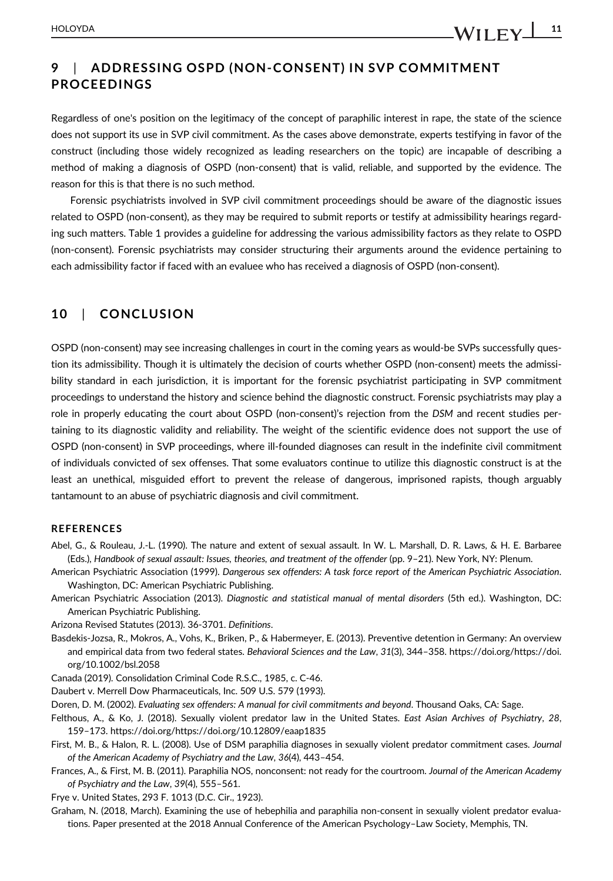## 9 | ADDRESSING OSPD (NON-CONSENT) IN SVP COMMITMENT PROCEEDINGS

Regardless of one's position on the legitimacy of the concept of paraphilic interest in rape, the state of the science does not support its use in SVP civil commitment. As the cases above demonstrate, experts testifying in favor of the construct (including those widely recognized as leading researchers on the topic) are incapable of describing a method of making a diagnosis of OSPD (non-consent) that is valid, reliable, and supported by the evidence. The reason for this is that there is no such method.

Forensic psychiatrists involved in SVP civil commitment proceedings should be aware of the diagnostic issues related to OSPD (non-consent), as they may be required to submit reports or testify at admissibility hearings regarding such matters. Table 1 provides a guideline for addressing the various admissibility factors as they relate to OSPD (non-consent). Forensic psychiatrists may consider structuring their arguments around the evidence pertaining to each admissibility factor if faced with an evaluee who has received a diagnosis of OSPD (non-consent).

## 10 | CONCLUSION

OSPD (non-consent) may see increasing challenges in court in the coming years as would-be SVPs successfully question its admissibility. Though it is ultimately the decision of courts whether OSPD (non-consent) meets the admissibility standard in each jurisdiction, it is important for the forensic psychiatrist participating in SVP commitment proceedings to understand the history and science behind the diagnostic construct. Forensic psychiatrists may play a role in properly educating the court about OSPD (non-consent)'s rejection from the *DSM* and recent studies pertaining to its diagnostic validity and reliability. The weight of the scientific evidence does not support the use of OSPD (non-consent) in SVP proceedings, where ill-founded diagnoses can result in the indefinite civil commitment of individuals convicted of sex offenses. That some evaluators continue to utilize this diagnostic construct is at the least an unethical, misguided effort to prevent the release of dangerous, imprisoned rapists, though arguably tantamount to an abuse of psychiatric diagnosis and civil commitment.

### REFERENCES

Abel, G., & Rouleau, J.-L. (1990). The nature and extent of sexual assault. In W. L. Marshall, D. R. Laws, & H. E. Barbaree (Eds.), *Handbook of sexual assault: Issues, theories, and treatment of the offender* (pp. 9–21). New York, NY: Plenum.

American Psychiatric Association (1999). *Dangerous sex offenders: A task force report of the American Psychiatric Association*. Washington, DC: American Psychiatric Publishing.

American Psychiatric Association (2013). *Diagnostic and statistical manual of mental disorders* (5th ed.). Washington, DC: American Psychiatric Publishing.

Arizona Revised Statutes (2013). 36-3701. *Definitions*.

Basdekis-Jozsa, R., Mokros, A., Vohs, K., Briken, P., & Habermeyer, E. (2013). Preventive detention in Germany: An overview and empirical data from two federal states. *Behavioral Sciences and the Law*, *31*(3), 344–358. https://doi.org/https://doi.org/10.1002/bsl.2058

Canada (2019). Consolidation Criminal Code R.S.C., 1985, c. C-46.

Daubert v. Merrell Dow Pharmaceuticals, Inc. 509 U.S. 579 (1993).

Doren, D. M. (2002). *Evaluating sex offenders: A manual for civil commitments and beyond*. Thousand Oaks, CA: Sage.

Felthous, A., & Ko, J. (2018). Sexually violent predator law in the United States. *East Asian Archives of Psychiatry*, *28*, 159–173. https://doi.org/https://doi.org/10.12809/eaap1835

First, M. B., & Halon, R. L. (2008). Use of DSM paraphilia diagnoses in sexually violent predator commitment cases. *Journal of the American Academy of Psychiatry and the Law*, *36*(4), 443–454.

Frances, A., & First, M. B. (2011). Paraphilia NOS, nonconsent: not ready for the courtroom. *Journal of the American Academy of Psychiatry and the Law*, *39*(4), 555–561.

Frye v. United States, 293 F. 1013 (D.C. Cir., 1923).

Graham, N. (2018, March). Examining the use of hebephilia and paraphilia non-consent in sexually violent predator evaluations. Paper presented at the 2018 Annual Conference of the American Psychology–Law Society, Memphis, TN.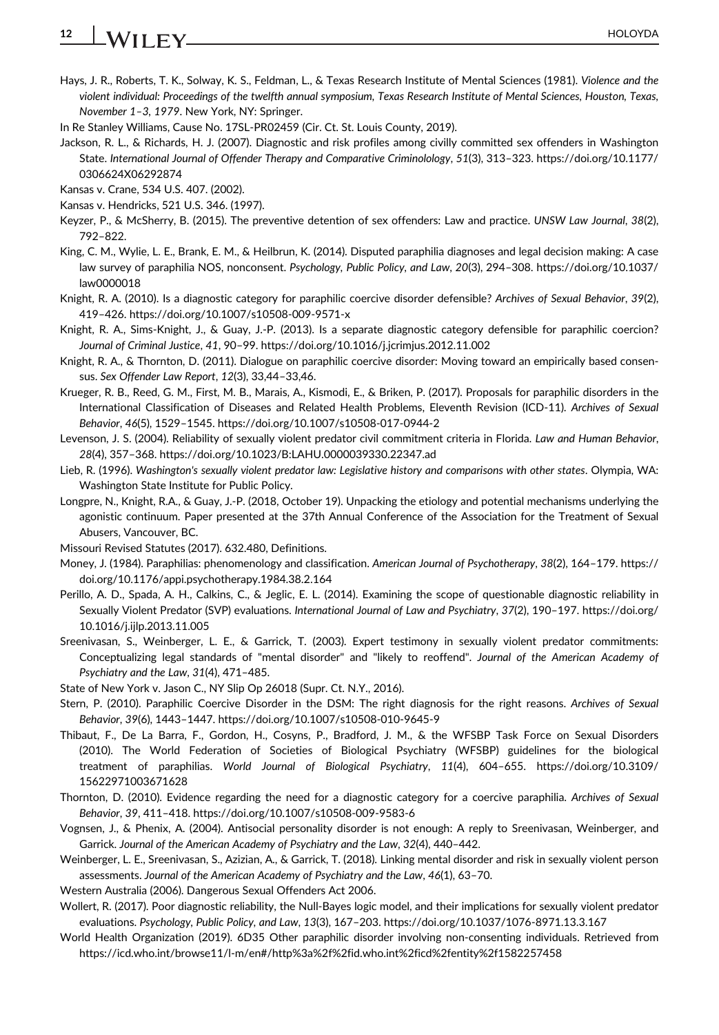Hays, J. R., Roberts, T. K., Solway, K. S., Feldman, L., & Texas Research Institute of Mental Sciences (1981). *Violence and the violent individual: Proceedings of the twelfth annual symposium, Texas Research Institute of Mental Sciences, Houston, Texas, November 1–3, 1979*. New York, NY: Springer.

In Re Stanley Williams, Cause No. 17SL-PR02459 (Cir. Ct. St. Louis County, 2019).

Jackson, R. L., & Richards, H. J. (2007). Diagnostic and risk profiles among civilly committed sex offenders in Washington State. *International Journal of Offender Therapy and Comparative Criminolology*, *51*(3), 313–323. https://doi.org/10.1177/0306624X06292874

Kansas v. Crane, 534 U.S. 407. (2002).

Kansas v. Hendricks, 521 U.S. 346. (1997).

Keyzer, P., & McSherry, B. (2015). The preventive detention of sex offenders: Law and practice. *UNSW Law Journal*, *38*(2), 792–822.

King, C. M., Wylie, L. E., Brank, E. M., & Heilbrun, K. (2014). Disputed paraphilia diagnoses and legal decision making: A case law survey of paraphilia NOS, nonconsent. *Psychology, Public Policy, and Law*, *20*(3), 294–308. https://doi.org/10.1037/law0000018

Knight, R. A. (2010). Is a diagnostic category for paraphilic coercive disorder defensible? *Archives of Sexual Behavior*, *39*(2), 419–426. https://doi.org/10.1007/s10508-009-9571-x

Knight, R. A., Sims-Knight, J., & Guay, J.-P. (2013). Is a separate diagnostic category defensible for paraphilic coercion? *Journal of Criminal Justice*, *41*, 90–99. https://doi.org/10.1016/j.jcrimjus.2012.11.002

Knight, R. A., & Thornton, D. (2011). Dialogue on paraphilic coercive disorder: Moving toward an empirically based consensus. *Sex Offender Law Report*, *12*(3), 33,44–33,46.

Krueger, R. B., Reed, G. M., First, M. B., Marais, A., Kismodi, E., & Briken, P. (2017). Proposals for paraphilic disorders in the International Classification of Diseases and Related Health Problems, Eleventh Revision (ICD-11). *Archives of Sexual Behavior*, *46*(5), 1529–1545. https://doi.org/10.1007/s10508-017-0944-2

Levenson, J. S. (2004). Reliability of sexually violent predator civil commitment criteria in Florida. *Law and Human Behavior*, *28*(4), 357–368. https://doi.org/10.1023/B:LAHU.0000039330.22347.ad

Lieb, R. (1996). *Washington's sexually violent predator law: Legislative history and comparisons with other states*. Olympia, WA: Washington State Institute for Public Policy.

Longpre, N., Knight, R.A., & Guay, J.-P. (2018, October 19). Unpacking the etiology and potential mechanisms underlying the agonistic continuum. Paper presented at the 37th Annual Conference of the Association for the Treatment of Sexual Abusers, Vancouver, BC.

Missouri Revised Statutes (2017). 632.480, Definitions.

Money, J. (1984). Paraphilias: phenomenology and classification. *American Journal of Psychotherapy*, *38*(2), 164–179. https://doi.org/10.1176/appi.psychotherapy.1984.38.2.164

Perillo, A. D., Spada, A. H., Calkins, C., & Jeglic, E. L. (2014). Examining the scope of questionable diagnostic reliability in Sexually Violent Predator (SVP) evaluations. *International Journal of Law and Psychiatry*, *37*(2), 190–197. https://doi.org/10.1016/j.ijlp.2013.11.005

Sreenivasan, S., Weinberger, L. E., & Garrick, T. (2003). Expert testimony in sexually violent predator commitments: Conceptualizing legal standards of "mental disorder" and "likely to reoffend". *Journal of the American Academy of Psychiatry and the Law*, *31*(4), 471–485.

State of New York v. Jason C., NY Slip Op 26018 (Supr. Ct. N.Y., 2016).

Stern, P. (2010). Paraphilic Coercive Disorder in the DSM: The right diagnosis for the right reasons. *Archives of Sexual Behavior*, *39*(6), 1443–1447. https://doi.org/10.1007/s10508-010-9645-9

Thibaut, F., De La Barra, F., Gordon, H., Cosyns, P., Bradford, J. M., & the WFSBP Task Force on Sexual Disorders (2010). The World Federation of Societies of Biological Psychiatry (WFSBP) guidelines for the biological treatment of paraphilias. *World Journal of Biological Psychiatry*, *11*(4), 604–655. https://doi.org/10.3109/15622971003671628

Thornton, D. (2010). Evidence regarding the need for a diagnostic category for a coercive paraphilia. *Archives of Sexual Behavior*, *39*, 411–418. https://doi.org/10.1007/s10508-009-9583-6

Vognsen, J., & Phenix, A. (2004). Antisocial personality disorder is not enough: A reply to Sreenivasan, Weinberger, and Garrick. *Journal of the American Academy of Psychiatry and the Law*, *32*(4), 440–442.

Weinberger, L. E., Sreenivasan, S., Azizian, A., & Garrick, T. (2018). Linking mental disorder and risk in sexually violent person assessments. *Journal of the American Academy of Psychiatry and the Law*, *46*(1), 63–70.

Western Australia (2006). Dangerous Sexual Offenders Act 2006.

Wollert, R. (2017). Poor diagnostic reliability, the Null-Bayes logic model, and their implications for sexually violent predator evaluations. *Psychology, Public Policy, and Law*, *13*(3), 167–203. https://doi.org/10.1037/1076-8971.13.3.167

World Health Organization (2019). 6D35 Other paraphilic disorder involving non-consenting individuals. Retrieved from https://icd.who.int/browse11/l-m/en#/http%3a%2f%2fid.who.int%2ficd%2fentity%2f1582257458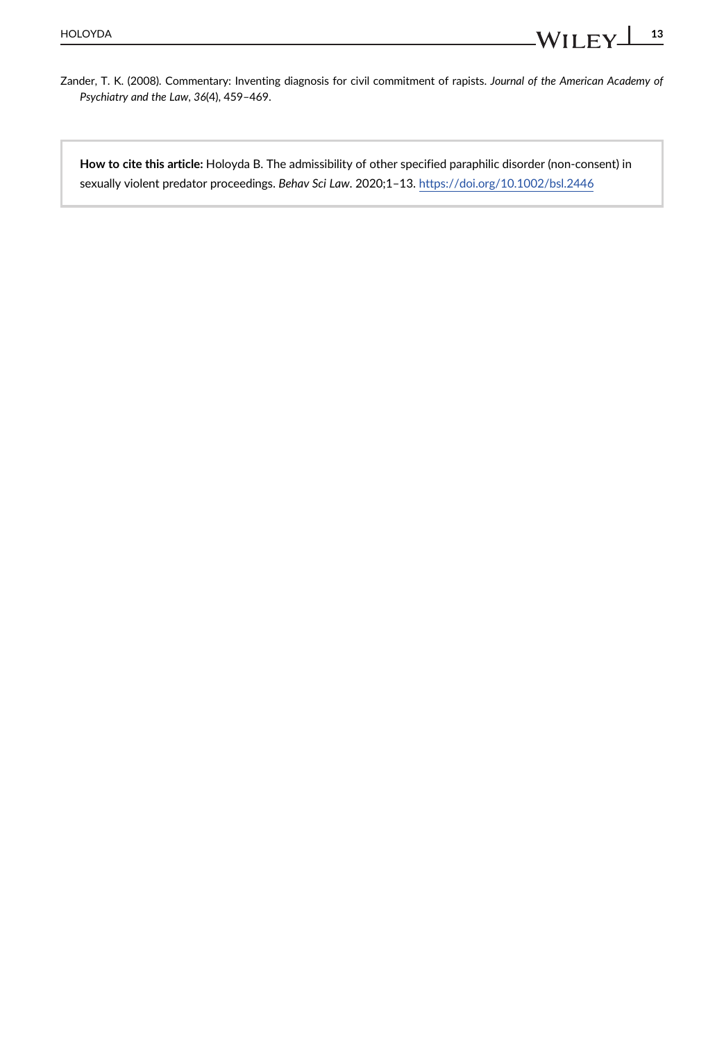Zander, T. K. (2008). Commentary: Inventing diagnosis for civil commitment of rapists. *Journal of the American Academy of Psychiatry and the Law*, *36*(4), 459–469.

**How to cite this article:** Holoyda B. The admissibility of other specified paraphilic disorder (non-consent) in sexually violent predator proceedings. *Behav Sci Law*. 2020;1–13. https://doi.org/10.1002/bsl.2446